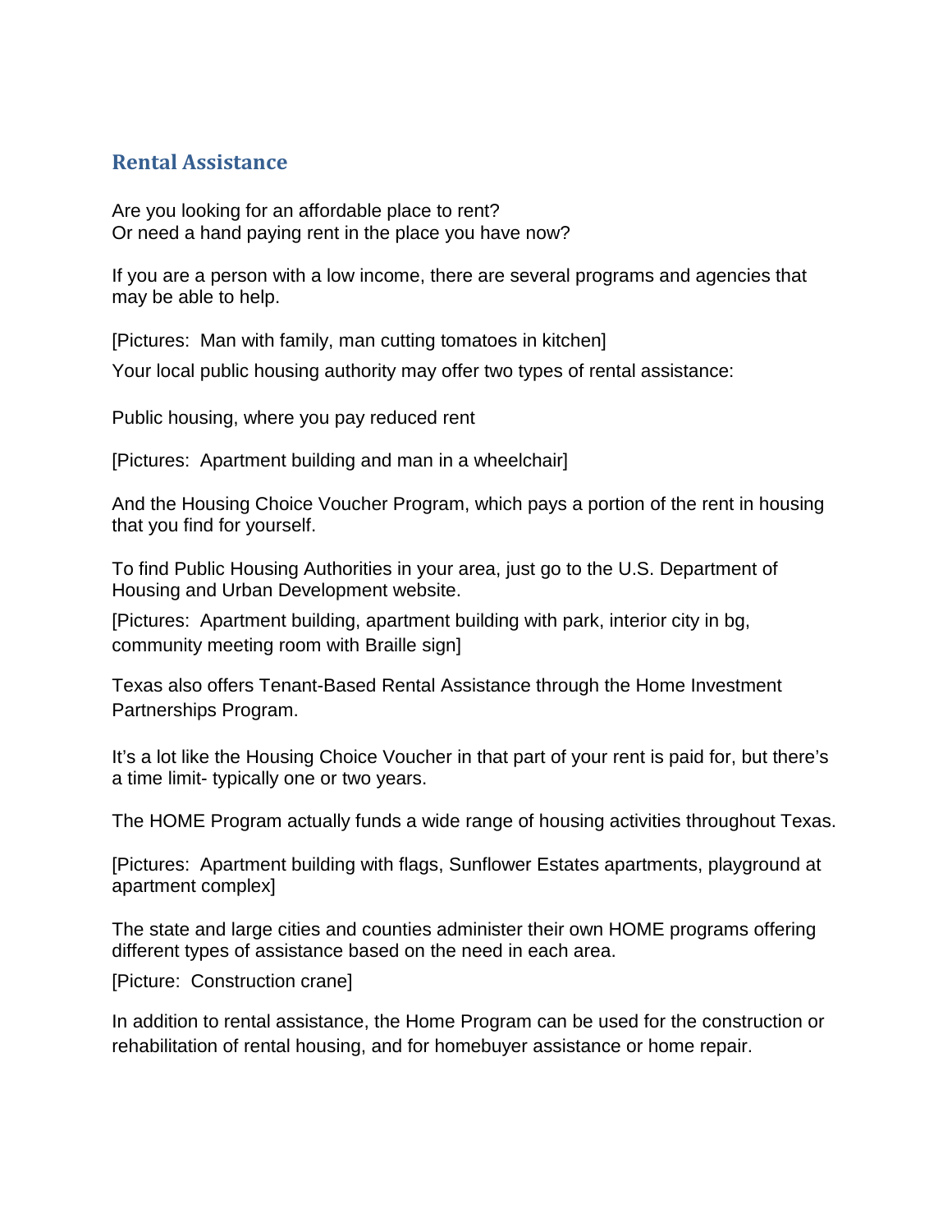## Rental Assistance

Are you looking for an affordable place to rent?
Or need a hand paying rent in the place you have now?

If you are a person with a low income, there are several programs and agencies that may be able to help.

[Pictures: Man with family, man cutting tomatoes in kitchen]

Your local public housing authority may offer two types of rental assistance:

Public housing, where you pay reduced rent

[Pictures: Apartment building and man in a wheelchair]

And the Housing Choice Voucher Program, which pays a portion of the rent in housing that you find for yourself.

To find Public Housing Authorities in your area, just go to the U.S. Department of Housing and Urban Development website.

[Pictures: Apartment building, apartment building with park, interior city in bg, community meeting room with Braille sign]

Texas also offers Tenant-Based Rental Assistance through the Home Investment Partnerships Program.

It's a lot like the Housing Choice Voucher in that part of your rent is paid for, but there's a time limit- typically one or two years.

The HOME Program actually funds a wide range of housing activities throughout Texas.

[Pictures: Apartment building with flags, Sunflower Estates apartments, playground at apartment complex]

The state and large cities and counties administer their own HOME programs offering different types of assistance based on the need in each area.

[Picture: Construction crane]

In addition to rental assistance, the Home Program can be used for the construction or rehabilitation of rental housing, and for homebuyer assistance or home repair.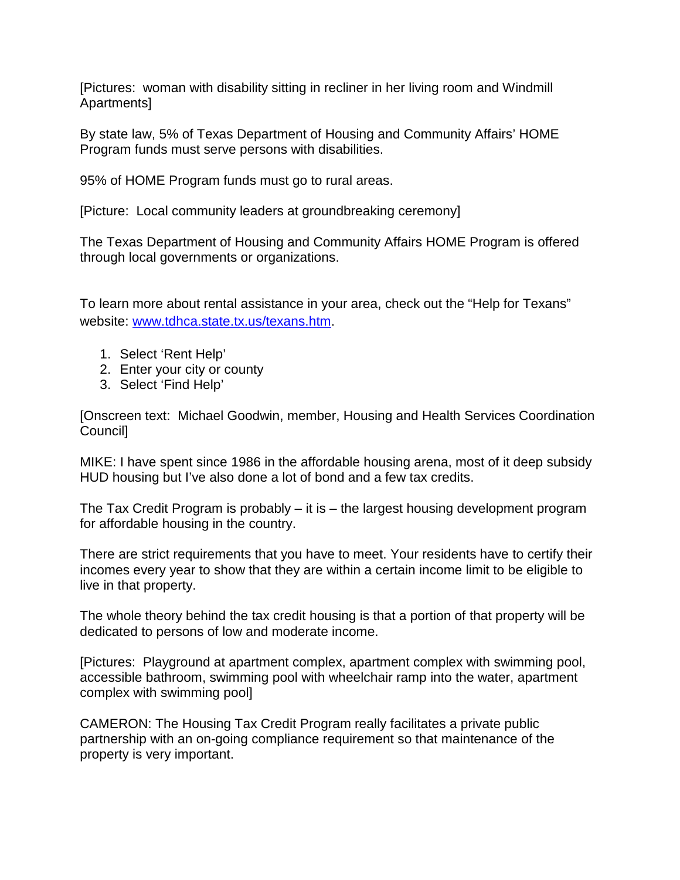[Pictures:  woman with disability sitting in recliner in her living room and Windmill Apartments]

By state law, 5% of Texas Department of Housing and Community Affairs' HOME Program funds must serve persons with disabilities.

95% of HOME Program funds must go to rural areas.

[Picture:  Local community leaders at groundbreaking ceremony]

The Texas Department of Housing and Community Affairs HOME Program is offered through local governments or organizations.

To learn more about rental assistance in your area, check out the "Help for Texans" website: [www.tdhca.state.tx.us/texans.htm](www.tdhca.state.tx.us/texans.htm).

1. Select 'Rent Help'
2. Enter your city or county
3. Select 'Find Help'

[Onscreen text:  Michael Goodwin, member, Housing and Health Services Coordination Council]

MIKE: I have spent since 1986 in the affordable housing arena, most of it deep subsidy HUD housing but I've also done a lot of bond and a few tax credits.

The Tax Credit Program is probably – it is – the largest housing development program for affordable housing in the country.

There are strict requirements that you have to meet. Your residents have to certify their incomes every year to show that they are within a certain income limit to be eligible to live in that property.

The whole theory behind the tax credit housing is that a portion of that property will be dedicated to persons of low and moderate income.

[Pictures:  Playground at apartment complex, apartment complex with swimming pool, accessible bathroom, swimming pool with wheelchair ramp into the water, apartment complex with swimming pool]

CAMERON: The Housing Tax Credit Program really facilitates a private public partnership with an on-going compliance requirement so that maintenance of the property is very important.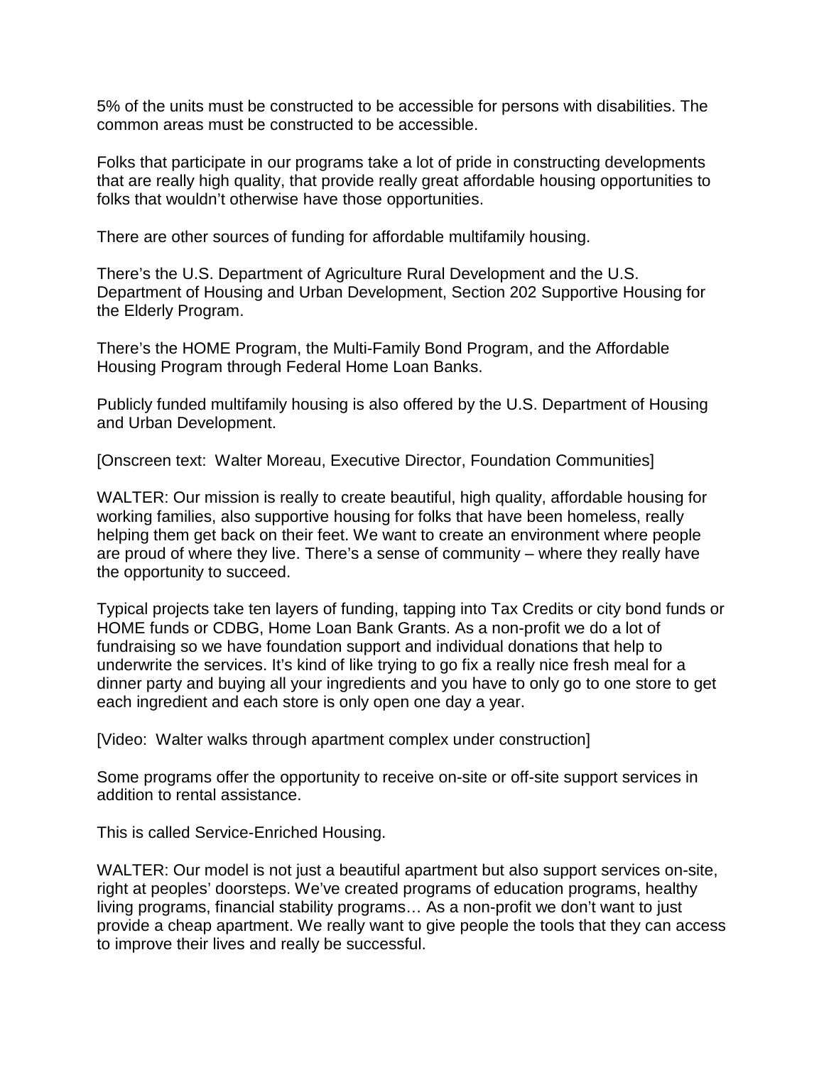5% of the units must be constructed to be accessible for persons with disabilities. The common areas must be constructed to be accessible.

Folks that participate in our programs take a lot of pride in constructing developments that are really high quality, that provide really great affordable housing opportunities to folks that wouldn't otherwise have those opportunities.

There are other sources of funding for affordable multifamily housing.

There's the U.S. Department of Agriculture Rural Development and the U.S. Department of Housing and Urban Development, Section 202 Supportive Housing for the Elderly Program.

There's the HOME Program, the Multi-Family Bond Program, and the Affordable Housing Program through Federal Home Loan Banks.

Publicly funded multifamily housing is also offered by the U.S. Department of Housing and Urban Development.

[Onscreen text: Walter Moreau, Executive Director, Foundation Communities]

WALTER: Our mission is really to create beautiful, high quality, affordable housing for working families, also supportive housing for folks that have been homeless, really helping them get back on their feet. We want to create an environment where people are proud of where they live. There's a sense of community – where they really have the opportunity to succeed.

Typical projects take ten layers of funding, tapping into Tax Credits or city bond funds or HOME funds or CDBG, Home Loan Bank Grants. As a non-profit we do a lot of fundraising so we have foundation support and individual donations that help to underwrite the services. It's kind of like trying to go fix a really nice fresh meal for a dinner party and buying all your ingredients and you have to only go to one store to get each ingredient and each store is only open one day a year.

[Video: Walter walks through apartment complex under construction]

Some programs offer the opportunity to receive on-site or off-site support services in addition to rental assistance.

This is called Service-Enriched Housing.

WALTER: Our model is not just a beautiful apartment but also support services on-site, right at peoples' doorsteps. We've created programs of education programs, healthy living programs, financial stability programs… As a non-profit we don't want to just provide a cheap apartment. We really want to give people the tools that they can access to improve their lives and really be successful.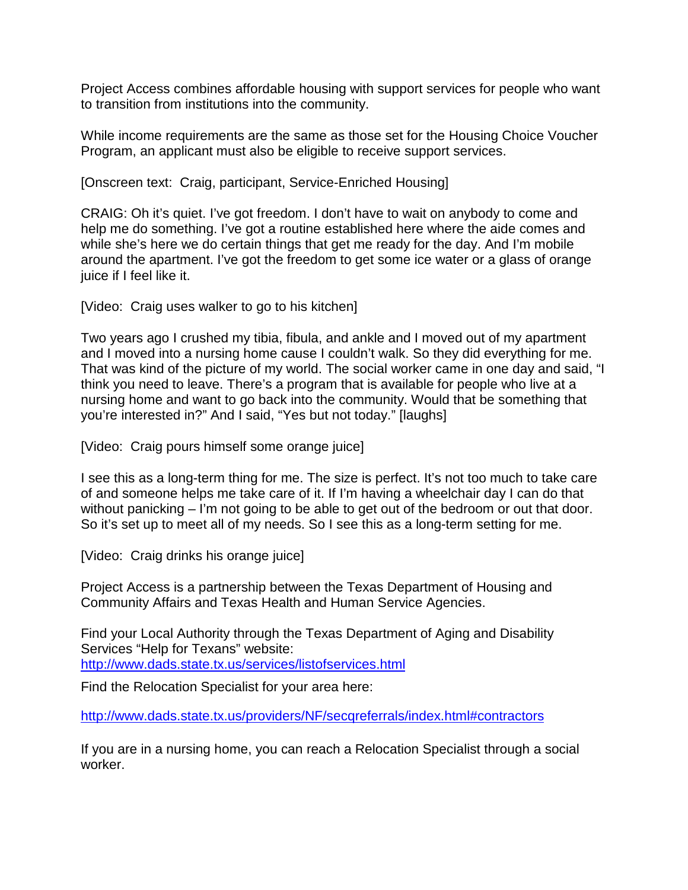Project Access combines affordable housing with support services for people who want to transition from institutions into the community.

While income requirements are the same as those set for the Housing Choice Voucher Program, an applicant must also be eligible to receive support services.

[Onscreen text: Craig, participant, Service-Enriched Housing]

CRAIG: Oh it's quiet. I've got freedom. I don't have to wait on anybody to come and help me do something. I've got a routine established here where the aide comes and while she's here we do certain things that get me ready for the day. And I'm mobile around the apartment. I've got the freedom to get some ice water or a glass of orange juice if I feel like it.

[Video: Craig uses walker to go to his kitchen]

Two years ago I crushed my tibia, fibula, and ankle and I moved out of my apartment and I moved into a nursing home cause I couldn't walk. So they did everything for me. That was kind of the picture of my world. The social worker came in one day and said, "I think you need to leave. There's a program that is available for people who live at a nursing home and want to go back into the community. Would that be something that you're interested in?" And I said, "Yes but not today." [laughs]

[Video: Craig pours himself some orange juice]

I see this as a long-term thing for me. The size is perfect. It's not too much to take care of and someone helps me take care of it. If I'm having a wheelchair day I can do that without panicking – I'm not going to be able to get out of the bedroom or out that door. So it's set up to meet all of my needs. So I see this as a long-term setting for me.

[Video: Craig drinks his orange juice]

Project Access is a partnership between the Texas Department of Housing and Community Affairs and Texas Health and Human Service Agencies.

Find your Local Authority through the Texas Department of Aging and Disability Services "Help for Texans" website:
http://www.dads.state.tx.us/services/listofservices.html

Find the Relocation Specialist for your area here:

http://www.dads.state.tx.us/providers/NF/secqreferrals/index.html#contractors

If you are in a nursing home, you can reach a Relocation Specialist through a social worker.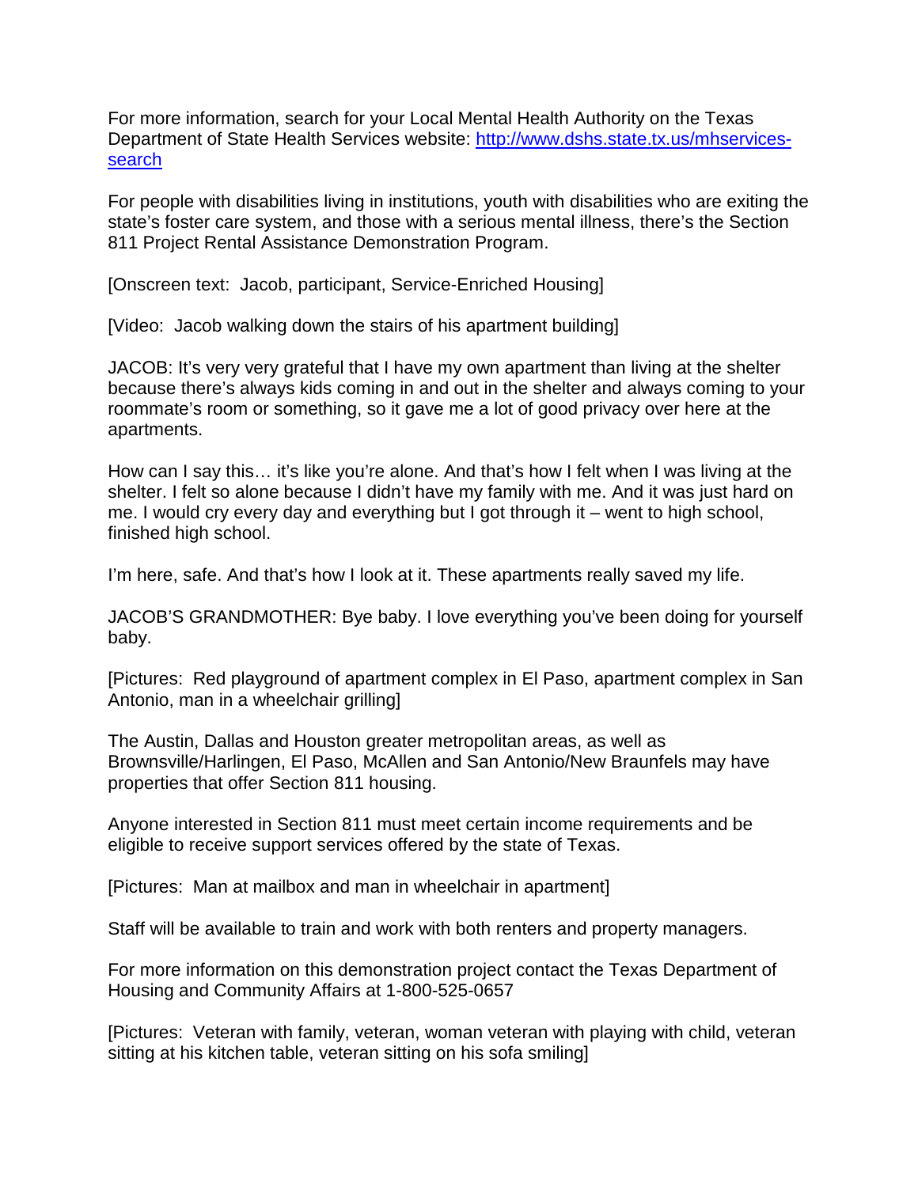For more information, search for your Local Mental Health Authority on the Texas Department of State Health Services website: [http://www.dshs.state.tx.us/mhservices-search](http://www.dshs.state.tx.us/mhservices-search)

For people with disabilities living in institutions, youth with disabilities who are exiting the state's foster care system, and those with a serious mental illness, there's the Section 811 Project Rental Assistance Demonstration Program.

[Onscreen text: Jacob, participant, Service-Enriched Housing]

[Video: Jacob walking down the stairs of his apartment building]

JACOB: It's very very grateful that I have my own apartment than living at the shelter because there's always kids coming in and out in the shelter and always coming to your roommate's room or something, so it gave me a lot of good privacy over here at the apartments.

How can I say this… it's like you're alone. And that's how I felt when I was living at the shelter. I felt so alone because I didn't have my family with me. And it was just hard on me. I would cry every day and everything but I got through it – went to high school, finished high school.

I'm here, safe. And that's how I look at it. These apartments really saved my life.

JACOB'S GRANDMOTHER: Bye baby. I love everything you've been doing for yourself baby.

[Pictures: Red playground of apartment complex in El Paso, apartment complex in San Antonio, man in a wheelchair grilling]

The Austin, Dallas and Houston greater metropolitan areas, as well as Brownsville/Harlingen, El Paso, McAllen and San Antonio/New Braunfels may have properties that offer Section 811 housing.

Anyone interested in Section 811 must meet certain income requirements and be eligible to receive support services offered by the state of Texas.

[Pictures: Man at mailbox and man in wheelchair in apartment]

Staff will be available to train and work with both renters and property managers.

For more information on this demonstration project contact the Texas Department of Housing and Community Affairs at 1-800-525-0657

[Pictures: Veteran with family, veteran, woman veteran with playing with child, veteran sitting at his kitchen table, veteran sitting on his sofa smiling]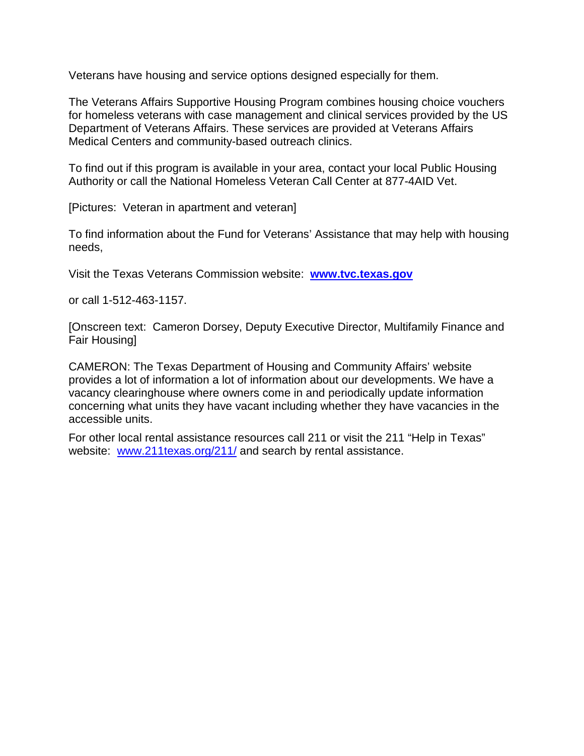Veterans have housing and service options designed especially for them.

The Veterans Affairs Supportive Housing Program combines housing choice vouchers for homeless veterans with case management and clinical services provided by the US Department of Veterans Affairs. These services are provided at Veterans Affairs Medical Centers and community-based outreach clinics.

To find out if this program is available in your area, contact your local Public Housing Authority or call the National Homeless Veteran Call Center at 877-4AID Vet.

[Pictures: Veteran in apartment and veteran]

To find information about the Fund for Veterans' Assistance that may help with housing needs,

Visit the Texas Veterans Commission website: **[www.tvc.texas.gov](http://www.tvc.texas.gov)**

or call 1-512-463-1157.

[Onscreen text: Cameron Dorsey, Deputy Executive Director, Multifamily Finance and Fair Housing]

CAMERON: The Texas Department of Housing and Community Affairs' website provides a lot of information a lot of information about our developments. We have a vacancy clearinghouse where owners come in and periodically update information concerning what units they have vacant including whether they have vacancies in the accessible units.

For other local rental assistance resources call 211 or visit the 211 "Help in Texas" website: [www.211texas.org/211/](http://www.211texas.org/211/) and search by rental assistance.